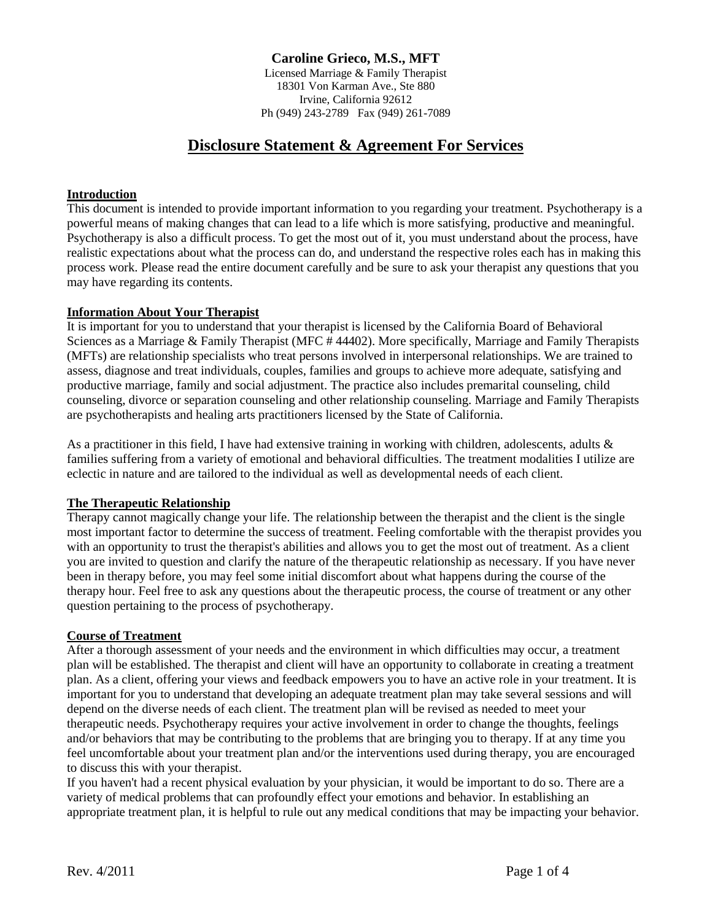**Caroline Grieco, M.S., MFT**

Licensed Marriage & Family Therapist
18301 Von Karman Ave., Ste 880
Irvine, California 92612
Ph (949) 243-2789 Fax (949) 261-7089

# Disclosure Statement & Agreement For Services

## Introduction

This document is intended to provide important information to you regarding your treatment. Psychotherapy is a powerful means of making changes that can lead to a life which is more satisfying, productive and meaningful. Psychotherapy is also a difficult process. To get the most out of it, you must understand about the process, have realistic expectations about what the process can do, and understand the respective roles each has in making this process work. Please read the entire document carefully and be sure to ask your therapist any questions that you may have regarding its contents.

## Information About Your Therapist

It is important for you to understand that your therapist is licensed by the California Board of Behavioral Sciences as a Marriage & Family Therapist (MFC # 44402). More specifically, Marriage and Family Therapists (MFTs) are relationship specialists who treat persons involved in interpersonal relationships. We are trained to assess, diagnose and treat individuals, couples, families and groups to achieve more adequate, satisfying and productive marriage, family and social adjustment. The practice also includes premarital counseling, child counseling, divorce or separation counseling and other relationship counseling. Marriage and Family Therapists are psychotherapists and healing arts practitioners licensed by the State of California.

As a practitioner in this field, I have had extensive training in working with children, adolescents, adults & families suffering from a variety of emotional and behavioral difficulties. The treatment modalities I utilize are eclectic in nature and are tailored to the individual as well as developmental needs of each client.

## The Therapeutic Relationship

Therapy cannot magically change your life. The relationship between the therapist and the client is the single most important factor to determine the success of treatment. Feeling comfortable with the therapist provides you with an opportunity to trust the therapist's abilities and allows you to get the most out of treatment. As a client you are invited to question and clarify the nature of the therapeutic relationship as necessary. If you have never been in therapy before, you may feel some initial discomfort about what happens during the course of the therapy hour. Feel free to ask any questions about the therapeutic process, the course of treatment or any other question pertaining to the process of psychotherapy.

## Course of Treatment

After a thorough assessment of your needs and the environment in which difficulties may occur, a treatment plan will be established. The therapist and client will have an opportunity to collaborate in creating a treatment plan. As a client, offering your views and feedback empowers you to have an active role in your treatment. It is important for you to understand that developing an adequate treatment plan may take several sessions and will depend on the diverse needs of each client. The treatment plan will be revised as needed to meet your therapeutic needs. Psychotherapy requires your active involvement in order to change the thoughts, feelings and/or behaviors that may be contributing to the problems that are bringing you to therapy. If at any time you feel uncomfortable about your treatment plan and/or the interventions used during therapy, you are encouraged to discuss this with your therapist.

If you haven't had a recent physical evaluation by your physician, it would be important to do so. There are a variety of medical problems that can profoundly effect your emotions and behavior. In establishing an appropriate treatment plan, it is helpful to rule out any medical conditions that may be impacting your behavior.

Rev. 4/2011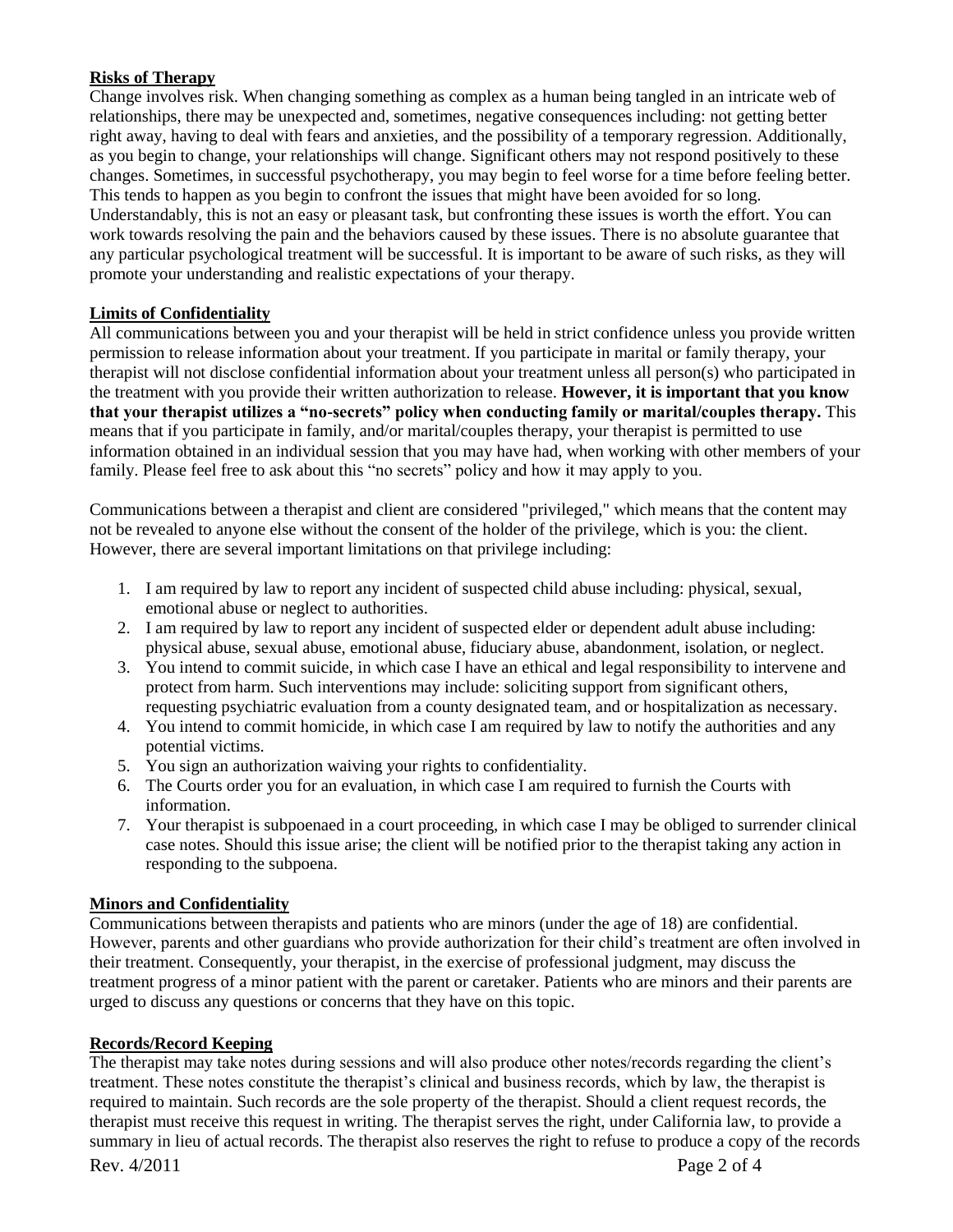**Risks of Therapy**

Change involves risk. When changing something as complex as a human being tangled in an intricate web of relationships, there may be unexpected and, sometimes, negative consequences including: not getting better right away, having to deal with fears and anxieties, and the possibility of a temporary regression. Additionally, as you begin to change, your relationships will change. Significant others may not respond positively to these changes. Sometimes, in successful psychotherapy, you may begin to feel worse for a time before feeling better. This tends to happen as you begin to confront the issues that might have been avoided for so long. Understandably, this is not an easy or pleasant task, but confronting these issues is worth the effort. You can work towards resolving the pain and the behaviors caused by these issues. There is no absolute guarantee that any particular psychological treatment will be successful. It is important to be aware of such risks, as they will promote your understanding and realistic expectations of your therapy.

**Limits of Confidentiality**

All communications between you and your therapist will be held in strict confidence unless you provide written permission to release information about your treatment. If you participate in marital or family therapy, your therapist will not disclose confidential information about your treatment unless all person(s) who participated in the treatment with you provide their written authorization to release. **However, it is important that you know that your therapist utilizes a "no-secrets" policy when conducting family or marital/couples therapy.** This means that if you participate in family, and/or marital/couples therapy, your therapist is permitted to use information obtained in an individual session that you may have had, when working with other members of your family. Please feel free to ask about this "no secrets" policy and how it may apply to you.

Communications between a therapist and client are considered "privileged," which means that the content may not be revealed to anyone else without the consent of the holder of the privilege, which is you: the client. However, there are several important limitations on that privilege including:

1. I am required by law to report any incident of suspected child abuse including: physical, sexual, emotional abuse or neglect to authorities.
2. I am required by law to report any incident of suspected elder or dependent adult abuse including: physical abuse, sexual abuse, emotional abuse, fiduciary abuse, abandonment, isolation, or neglect.
3. You intend to commit suicide, in which case I have an ethical and legal responsibility to intervene and protect from harm. Such interventions may include: soliciting support from significant others, requesting psychiatric evaluation from a county designated team, and or hospitalization as necessary.
4. You intend to commit homicide, in which case I am required by law to notify the authorities and any potential victims.
5. You sign an authorization waiving your rights to confidentiality.
6. The Courts order you for an evaluation, in which case I am required to furnish the Courts with information.
7. Your therapist is subpoenaed in a court proceeding, in which case I may be obliged to surrender clinical case notes. Should this issue arise; the client will be notified prior to the therapist taking any action in responding to the subpoena.

**Minors and Confidentiality**

Communications between therapists and patients who are minors (under the age of 18) are confidential. However, parents and other guardians who provide authorization for their child's treatment are often involved in their treatment. Consequently, your therapist, in the exercise of professional judgment, may discuss the treatment progress of a minor patient with the parent or caretaker. Patients who are minors and their parents are urged to discuss any questions or concerns that they have on this topic.

**Records/Record Keeping**

The therapist may take notes during sessions and will also produce other notes/records regarding the client's treatment. These notes constitute the therapist's clinical and business records, which by law, the therapist is required to maintain. Such records are the sole property of the therapist. Should a client request records, the therapist must receive this request in writing. The therapist serves the right, under California law, to provide a summary in lieu of actual records. The therapist also reserves the right to refuse to produce a copy of the records

Rev. 4/2011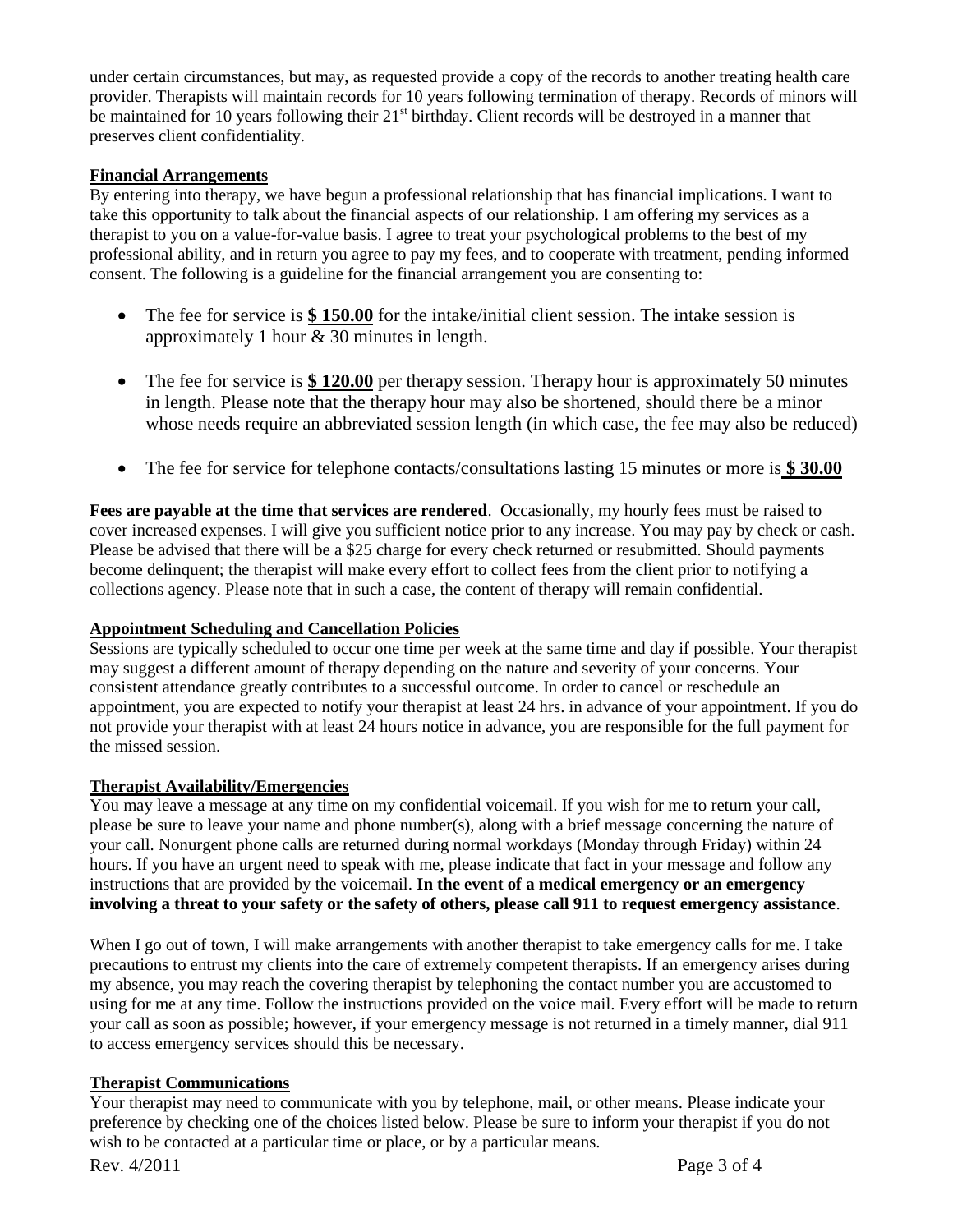under certain circumstances, but may, as requested provide a copy of the records to another treating health care provider. Therapists will maintain records for 10 years following termination of therapy. Records of minors will be maintained for 10 years following their 21st birthday. Client records will be destroyed in a manner that preserves client confidentiality.

## Financial Arrangements

By entering into therapy, we have begun a professional relationship that has financial implications. I want to take this opportunity to talk about the financial aspects of our relationship. I am offering my services as a therapist to you on a value-for-value basis. I agree to treat your psychological problems to the best of my professional ability, and in return you agree to pay my fees, and to cooperate with treatment, pending informed consent. The following is a guideline for the financial arrangement you are consenting to:

- The fee for service is **$ 150.00** for the intake/initial client session. The intake session is approximately 1 hour & 30 minutes in length.
- The fee for service is **$ 120.00** per therapy session. Therapy hour is approximately 50 minutes in length. Please note that the therapy hour may also be shortened, should there be a minor whose needs require an abbreviated session length (in which case, the fee may also be reduced)
- The fee for service for telephone contacts/consultations lasting 15 minutes or more is **$ 30.00**

**Fees are payable at the time that services are rendered**. Occasionally, my hourly fees must be raised to cover increased expenses. I will give you sufficient notice prior to any increase. You may pay by check or cash. Please be advised that there will be a $25 charge for every check returned or resubmitted. Should payments become delinquent; the therapist will make every effort to collect fees from the client prior to notifying a collections agency. Please note that in such a case, the content of therapy will remain confidential.

## Appointment Scheduling and Cancellation Policies

Sessions are typically scheduled to occur one time per week at the same time and day if possible. Your therapist may suggest a different amount of therapy depending on the nature and severity of your concerns. Your consistent attendance greatly contributes to a successful outcome. In order to cancel or reschedule an appointment, you are expected to notify your therapist at least 24 hrs. in advance of your appointment. If you do not provide your therapist with at least 24 hours notice in advance, you are responsible for the full payment for the missed session.

## Therapist Availability/Emergencies

You may leave a message at any time on my confidential voicemail. If you wish for me to return your call, please be sure to leave your name and phone number(s), along with a brief message concerning the nature of your call. Nonurgent phone calls are returned during normal workdays (Monday through Friday) within 24 hours. If you have an urgent need to speak with me, please indicate that fact in your message and follow any instructions that are provided by the voicemail. **In the event of a medical emergency or an emergency involving a threat to your safety or the safety of others, please call 911 to request emergency assistance**.

When I go out of town, I will make arrangements with another therapist to take emergency calls for me. I take precautions to entrust my clients into the care of extremely competent therapists. If an emergency arises during my absence, you may reach the covering therapist by telephoning the contact number you are accustomed to using for me at any time. Follow the instructions provided on the voice mail. Every effort will be made to return your call as soon as possible; however, if your emergency message is not returned in a timely manner, dial 911 to access emergency services should this be necessary.

## Therapist Communications

Your therapist may need to communicate with you by telephone, mail, or other means. Please indicate your preference by checking one of the choices listed below. Please be sure to inform your therapist if you do not wish to be contacted at a particular time or place, or by a particular means.

Rev. 4/2011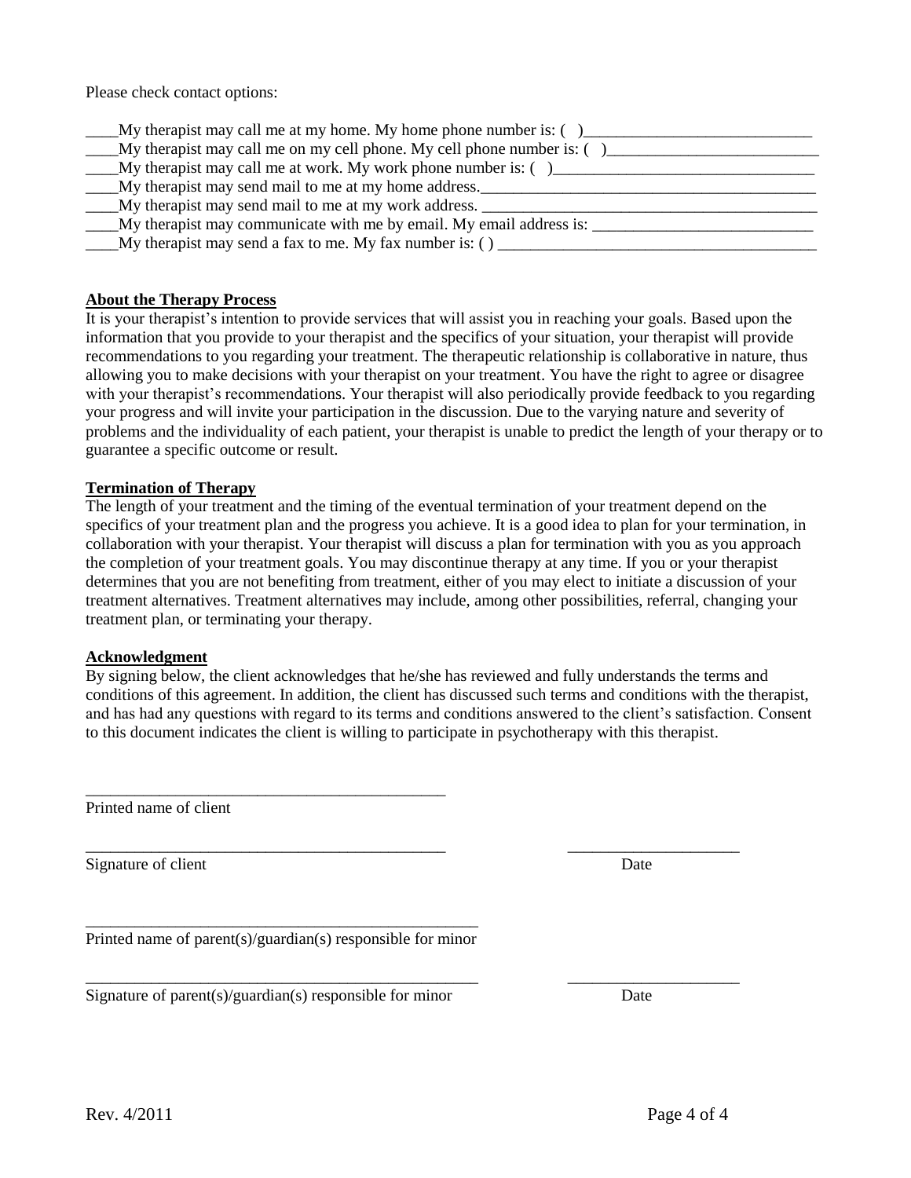Please check contact options:

____My therapist may call me at my home. My home phone number is: (   )____________________________

____My therapist may call me on my cell phone. My cell phone number is: (   )__________________________

____My therapist may call me at work. My work phone number is: (   )________________________________

____My therapist may send mail to me at my home address.__________________________________________

____My therapist may send mail to me at my work address. __________________________________________

____My therapist may communicate with me by email. My email address is: ____________________________

____My therapist may send a fax to me. My fax number is: ( ) _______________________________________

**About the Therapy Process**

It is your therapist's intention to provide services that will assist you in reaching your goals. Based upon the information that you provide to your therapist and the specifics of your situation, your therapist will provide recommendations to you regarding your treatment. The therapeutic relationship is collaborative in nature, thus allowing you to make decisions with your therapist on your treatment. You have the right to agree or disagree with your therapist's recommendations. Your therapist will also periodically provide feedback to you regarding your progress and will invite your participation in the discussion. Due to the varying nature and severity of problems and the individuality of each patient, your therapist is unable to predict the length of your therapy or to guarantee a specific outcome or result.

**Termination of Therapy**

The length of your treatment and the timing of the eventual termination of your treatment depend on the specifics of your treatment plan and the progress you achieve. It is a good idea to plan for your termination, in collaboration with your therapist. Your therapist will discuss a plan for termination with you as you approach the completion of your treatment goals. You may discontinue therapy at any time. If you or your therapist determines that you are not benefiting from treatment, either of you may elect to initiate a discussion of your treatment alternatives. Treatment alternatives may include, among other possibilities, referral, changing your treatment plan, or terminating your therapy.

**Acknowledgment**

By signing below, the client acknowledges that he/she has reviewed and fully understands the terms and conditions of this agreement. In addition, the client has discussed such terms and conditions with the therapist, and has had any questions with regard to its terms and conditions answered to the client's satisfaction. Consent to this document indicates the client is willing to participate in psychotherapy with this therapist.

_______________________________________________

Printed name of client

_______________________________________________          ______________________

Signature of client                                                                    Date

___________________________________________________

Printed name of parent(s)/guardian(s) responsible for minor

___________________________________________________          ______________________

Signature of parent(s)/guardian(s) responsible for minor                 Date

Rev. 4/2011